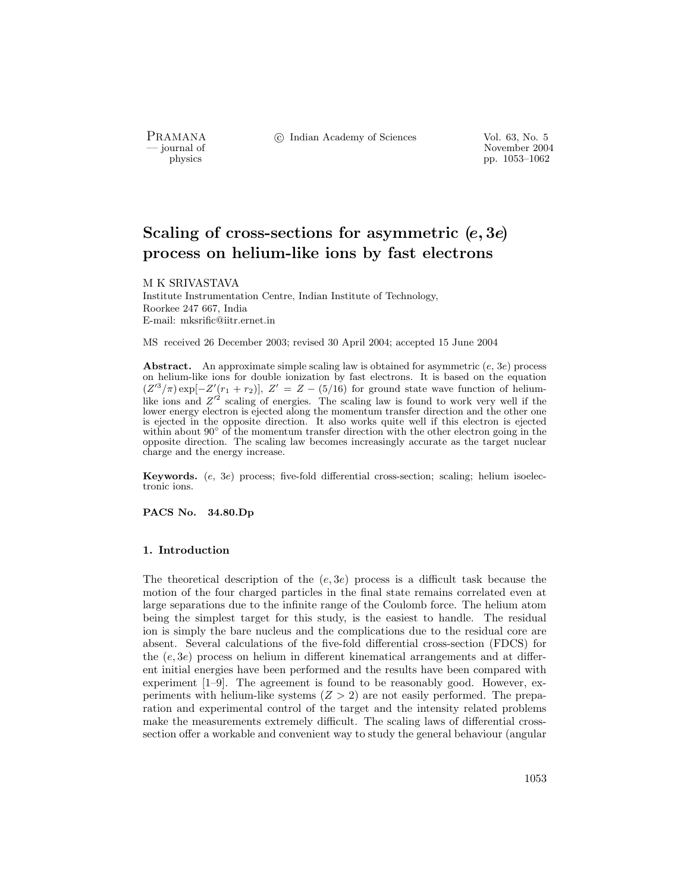# Scaling of cross-sections for asymmetric $(e, 3e)$ process on helium-like ions by fast electrons

M K SRIVASTAVA
Institute Instrumentation Centre, Indian Institute of Technology,
Roorkee 247 667, India
E-mail: mksrific@iitr.ernet.in

MS received 26 December 2003; revised 30 April 2004; accepted 15 June 2004

**Abstract.** An approximate simple scaling law is obtained for asymmetric $(e, 3e)$ process on helium-like ions for double ionization by fast electrons. It is based on the equation $(Z'^3/\pi)\exp[-Z'(r_1 + r_2)]$, $Z' = Z - (5/16)$ for ground state wave function of helium-like ions and $Z'^2$ scaling of energies. The scaling law is found to work very well if the lower energy electron is ejected along the momentum transfer direction and the other one is ejected in the opposite direction. It also works quite well if this electron is ejected within about 90° of the momentum transfer direction with the other electron going in the opposite direction. The scaling law becomes increasingly accurate as the target nuclear charge and the energy increase.

**Keywords.** $(e, 3e)$ process; five-fold differential cross-section; scaling; helium isoelectronic ions.

**PACS No. 34.80.Dp**

## 1. Introduction

The theoretical description of the $(e, 3e)$ process is a difficult task because the motion of the four charged particles in the final state remains correlated even at large separations due to the infinite range of the Coulomb force. The helium atom being the simplest target for this study, is the easiest to handle. The residual ion is simply the bare nucleus and the complications due to the residual core are absent. Several calculations of the five-fold differential cross-section (FDCS) for the $(e, 3e)$ process on helium in different kinematical arrangements and at different initial energies have been performed and the results have been compared with experiment [1–9]. The agreement is found to be reasonably good. However, experiments with helium-like systems $(Z > 2)$ are not easily performed. The preparation and experimental control of the target and the intensity related problems make the measurements extremely difficult. The scaling laws of differential cross-section offer a workable and convenient way to study the general behaviour (angular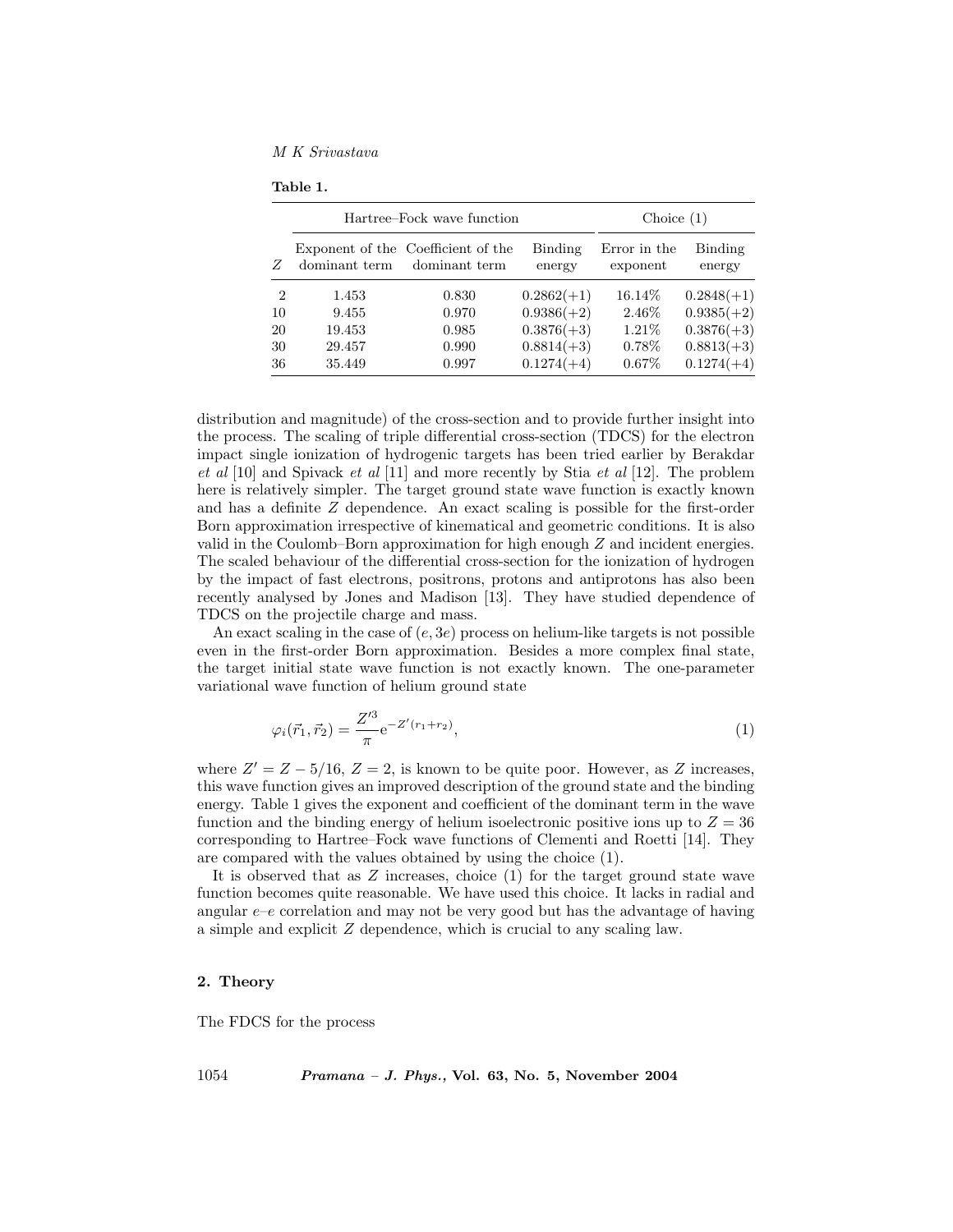**Table 1.**

| $Z$ | Hartree–Fock wave function: Exponent of the dominant term | Hartree–Fock wave function: Coefficient of the dominant term | Hartree–Fock wave function: Binding energy | Choice (1): Error in the exponent | Choice (1): Binding energy |
|---|---|---|---|---|---|
| 2 | 1.453 | 0.830 | 0.2862(+1) | 16.14% | 0.2848(+1) |
| 10 | 9.455 | 0.970 | 0.9386(+2) | 2.46% | 0.9385(+2) |
| 20 | 19.453 | 0.985 | 0.3876(+3) | 1.21% | 0.3876(+3) |
| 30 | 29.457 | 0.990 | 0.8814(+3) | 0.78% | 0.8813(+3) |
| 36 | 35.449 | 0.997 | 0.1274(+4) | 0.67% | 0.1274(+4) |

distribution and magnitude) of the cross-section and to provide further insight into the process. The scaling of triple differential cross-section (TDCS) for the electron impact single ionization of hydrogenic targets has been tried earlier by Berakdar *et al* [10] and Spivack *et al* [11] and more recently by Stia *et al* [12]. The problem here is relatively simpler. The target ground state wave function is exactly known and has a definite $Z$ dependence. An exact scaling is possible for the first-order Born approximation irrespective of kinematical and geometric conditions. It is also valid in the Coulomb–Born approximation for high enough $Z$ and incident energies. The scaled behaviour of the differential cross-section for the ionization of hydrogen by the impact of fast electrons, positrons, protons and antiprotons has also been recently analysed by Jones and Madison [13]. They have studied dependence of TDCS on the projectile charge and mass.

An exact scaling in the case of $(e, 3e)$ process on helium-like targets is not possible even in the first-order Born approximation. Besides a more complex final state, the target initial state wave function is not exactly known. The one-parameter variational wave function of helium ground state

$$\varphi_i(\vec{r}_1, \vec{r}_2) = \frac{Z'^3}{\pi} \mathrm{e}^{-Z'(r_1+r_2)}, \tag{1}$$

where $Z' = Z - 5/16$, $Z = 2$, is known to be quite poor. However, as $Z$ increases, this wave function gives an improved description of the ground state and the binding energy. Table 1 gives the exponent and coefficient of the dominant term in the wave function and the binding energy of helium isoelectronic positive ions up to $Z = 36$ corresponding to Hartree–Fock wave functions of Clementi and Roetti [14]. They are compared with the values obtained by using the choice (1).

It is observed that as $Z$ increases, choice (1) for the target ground state wave function becomes quite reasonable. We have used this choice. It lacks in radial and angular $e$–$e$ correlation and may not be very good but has the advantage of having a simple and explicit $Z$ dependence, which is crucial to any scaling law.

## 2. Theory

The FDCS for the process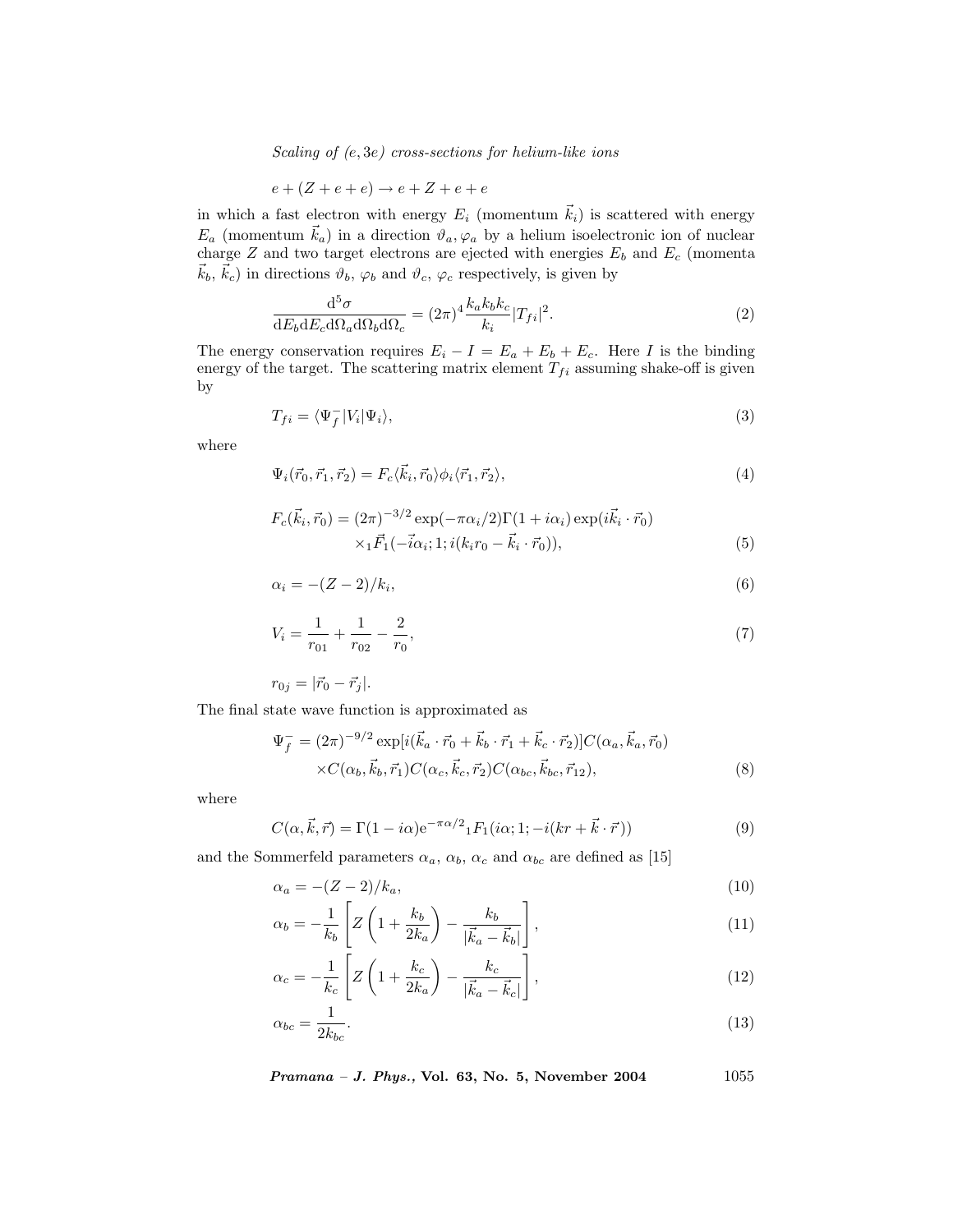$$e + (Z + e + e) \rightarrow e + Z + e + e$$

in which a fast electron with energy $E_i$ (momentum $\vec{k}_i$) is scattered with energy $E_a$ (momentum $\vec{k}_a$) in a direction $\vartheta_a, \varphi_a$ by a helium isoelectronic ion of nuclear charge $Z$ and two target electrons are ejected with energies $E_b$ and $E_c$ (momenta $\vec{k}_b$, $\vec{k}_c$) in directions $\vartheta_b$, $\varphi_b$ and $\vartheta_c$, $\varphi_c$ respectively, is given by

$$\frac{\mathrm{d}^5\sigma}{\mathrm{d}E_b \mathrm{d}E_c \mathrm{d}\Omega_a \mathrm{d}\Omega_b \mathrm{d}\Omega_c} = (2\pi)^4 \frac{k_a k_b k_c}{k_i} |T_{fi}|^2. \tag{2}$$

The energy conservation requires $E_i - I = E_a + E_b + E_c$. Here $I$ is the binding energy of the target. The scattering matrix element $T_{fi}$ assuming shake-off is given by

$$T_{fi} = \langle \Psi_f^- | V_i | \Psi_i \rangle, \tag{3}$$

where

$$\Psi_i(\vec{r}_0, \vec{r}_1, \vec{r}_2) = F_c \langle \vec{k}_i, \vec{r}_0 \rangle \phi_i \langle \vec{r}_1, \vec{r}_2 \rangle, \tag{4}$$

$$F_c(\vec{k}_i, \vec{r}_0) = (2\pi)^{-3/2} \exp(-\pi\alpha_i/2)\Gamma(1 + i\alpha_i) \exp(i\vec{k}_i \cdot \vec{r}_0) \times {}_1\vec{F}_1(-\vec{i}\alpha_i; 1; i(k_i r_0 - \vec{k}_i \cdot \vec{r}_0)), \tag{5}$$

$$\alpha_i = -(Z - 2)/k_i, \tag{6}$$

$$V_i = \frac{1}{r_{01}} + \frac{1}{r_{02}} - \frac{2}{r_0}, \tag{7}$$

$$r_{0j} = |\vec{r}_0 - \vec{r}_j|.$$

The final state wave function is approximated as

$$\Psi_f^- = (2\pi)^{-9/2} \exp[i(\vec{k}_a \cdot \vec{r}_0 + \vec{k}_b \cdot \vec{r}_1 + \vec{k}_c \cdot \vec{r}_2)] C(\alpha_a, \vec{k}_a, \vec{r}_0) \times C(\alpha_b, \vec{k}_b, \vec{r}_1) C(\alpha_c, \vec{k}_c, \vec{r}_2) C(\alpha_{bc}, \vec{k}_{bc}, \vec{r}_{12}), \tag{8}$$

where

$$C(\alpha, \vec{k}, \vec{r}) = \Gamma(1 - i\alpha) \mathrm{e}^{-\pi\alpha/2} {}_1F_1(i\alpha; 1; -i(kr + \vec{k} \cdot \vec{r})) \tag{9}$$

and the Sommerfeld parameters $\alpha_a$, $\alpha_b$, $\alpha_c$ and $\alpha_{bc}$ are defined as [15]

$$\alpha_a = -(Z - 2)/k_a, \tag{10}$$

$$\alpha_b = -\frac{1}{k_b} \left[ Z \left( 1 + \frac{k_b}{2k_a} \right) - \frac{k_b}{|\vec{k}_a - \vec{k}_b|} \right], \tag{11}$$

$$\alpha_c = -\frac{1}{k_c} \left[ Z \left( 1 + \frac{k_c}{2k_a} \right) - \frac{k_c}{|\vec{k}_a - \vec{k}_c|} \right], \tag{12}$$

$$\alpha_{bc} = \frac{1}{2k_{bc}}. \tag{13}$$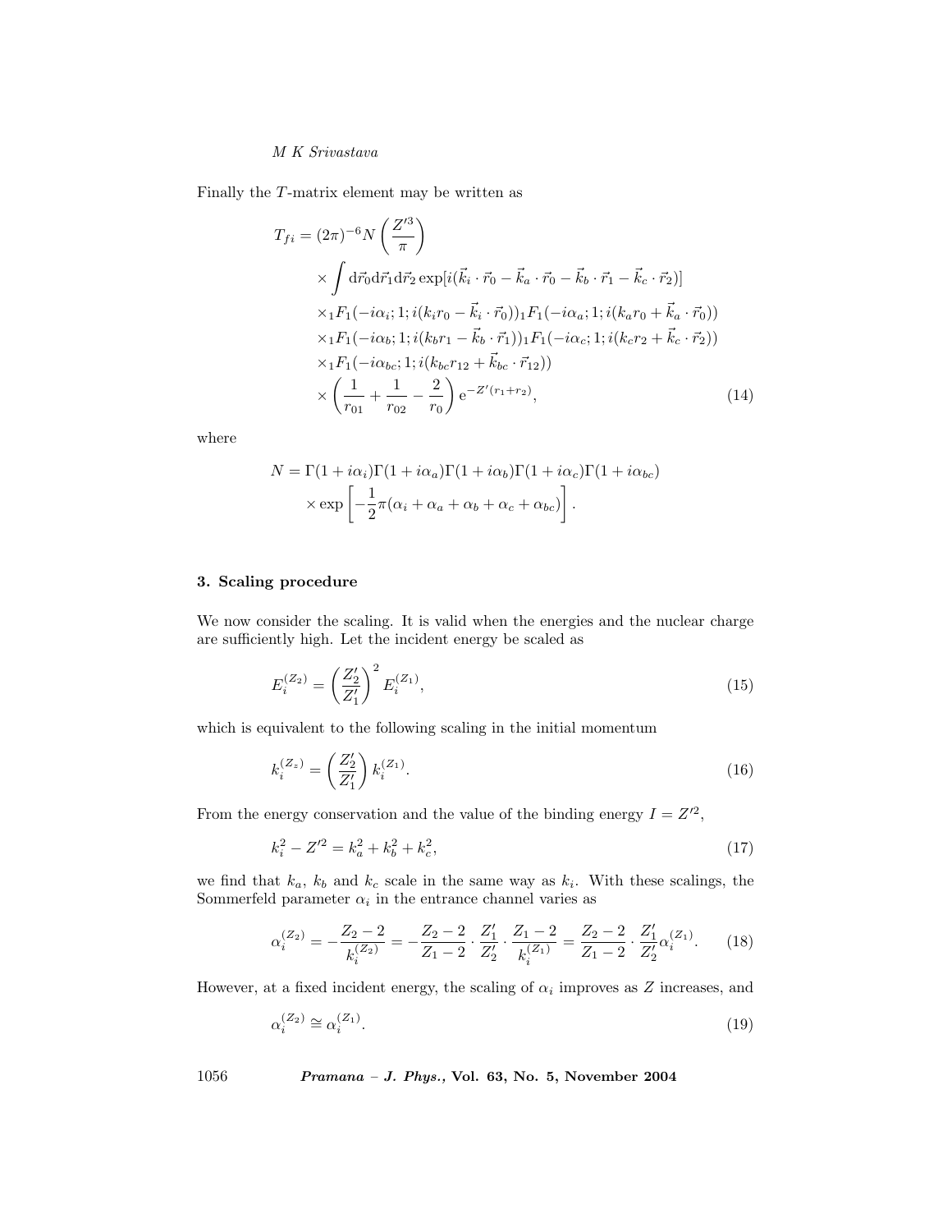Finally the $T$-matrix element may be written as

$$
\begin{aligned}
T_{fi} = {} & (2\pi)^{-6} N \left(\frac{Z'^3}{\pi}\right) \\
& \times \int \mathrm{d}\vec{r}_0 \mathrm{d}\vec{r}_1 \mathrm{d}\vec{r}_2 \exp[i(\vec{k}_i \cdot \vec{r}_0 - \vec{k}_a \cdot \vec{r}_0 - \vec{k}_b \cdot \vec{r}_1 - \vec{k}_c \cdot \vec{r}_2)] \\
& \times {}_1F_1(-i\alpha_i; 1; i(k_i r_0 - \vec{k}_i \cdot \vec{r}_0))\,{}_1F_1(-i\alpha_a; 1; i(k_a r_0 + \vec{k}_a \cdot \vec{r}_0)) \\
& \times {}_1F_1(-i\alpha_b; 1; i(k_b r_1 - \vec{k}_b \cdot \vec{r}_1))\,{}_1F_1(-i\alpha_c; 1; i(k_c r_2 + \vec{k}_c \cdot \vec{r}_2)) \\
& \times {}_1F_1(-i\alpha_{bc}; 1; i(k_{bc} r_{12} + \vec{k}_{bc} \cdot \vec{r}_{12})) \\
& \times \left(\frac{1}{r_{01}} + \frac{1}{r_{02}} - \frac{2}{r_0}\right) \mathrm{e}^{-Z'(r_1 + r_2)},
\end{aligned}
\tag{14}
$$

where

$$
\begin{aligned}
N = {} & \Gamma(1 + i\alpha_i)\Gamma(1 + i\alpha_a)\Gamma(1 + i\alpha_b)\Gamma(1 + i\alpha_c)\Gamma(1 + i\alpha_{bc}) \\
& \times \exp\left[-\frac{1}{2}\pi(\alpha_i + \alpha_a + \alpha_b + \alpha_c + \alpha_{bc})\right].
\end{aligned}
$$

## 3. Scaling procedure

We now consider the scaling. It is valid when the energies and the nuclear charge are sufficiently high. Let the incident energy be scaled as

$$
E_i^{(Z_2)} = \left(\frac{Z_2'}{Z_1'}\right)^2 E_i^{(Z_1)},
\tag{15}
$$

which is equivalent to the following scaling in the initial momentum

$$
k_i^{(Z_z)} = \left(\frac{Z_2'}{Z_1'}\right) k_i^{(Z_1)}.
\tag{16}
$$

From the energy conservation and the value of the binding energy $I = Z'^2$,

$$
k_i^2 - Z'^2 = k_a^2 + k_b^2 + k_c^2,
\tag{17}
$$

we find that $k_a$, $k_b$ and $k_c$ scale in the same way as $k_i$. With these scalings, the Sommerfeld parameter $\alpha_i$ in the entrance channel varies as

$$
\alpha_i^{(Z_2)} = -\frac{Z_2 - 2}{k_i^{(Z_2)}} = -\frac{Z_2 - 2}{Z_1 - 2} \cdot \frac{Z_1'}{Z_2'} \cdot \frac{Z_1 - 2}{k_i^{(Z_1)}} = \frac{Z_2 - 2}{Z_1 - 2} \cdot \frac{Z_1'}{Z_2'} \alpha_i^{(Z_1)}.
\tag{18}
$$

However, at a fixed incident energy, the scaling of $\alpha_i$ improves as $Z$ increases, and

$$
\alpha_i^{(Z_2)} \cong \alpha_i^{(Z_1)}.
\tag{19}
$$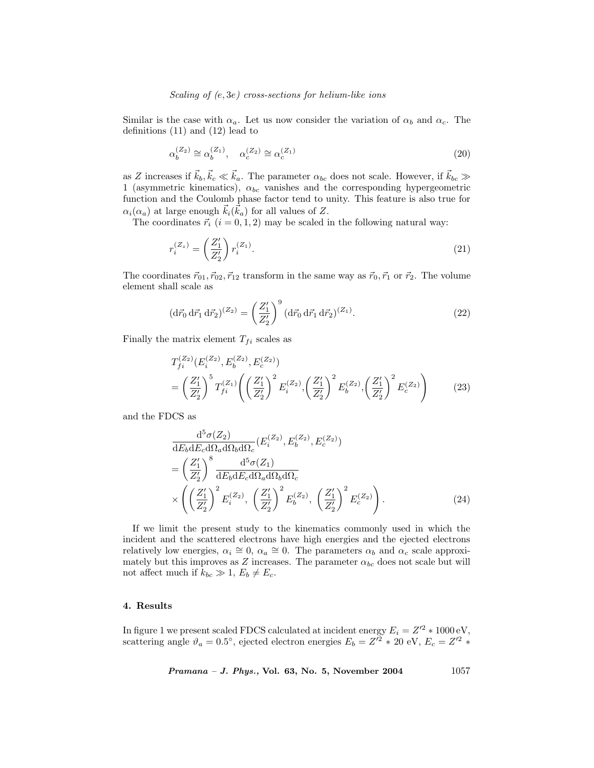Similar is the case with $\alpha_a$. Let us now consider the variation of $\alpha_b$ and $\alpha_c$. The definitions (11) and (12) lead to

$$\alpha_b^{(Z_2)} \cong \alpha_b^{(Z_1)}, \quad \alpha_c^{(Z_2)} \cong \alpha_c^{(Z_1)} \tag{20}$$

as $Z$ increases if $\vec{k}_b, \vec{k}_c \ll \vec{k}_a$. The parameter $\alpha_{bc}$ does not scale. However, if $\vec{k}_{bc} \gg 1$ (asymmetric kinematics), $\alpha_{bc}$ vanishes and the corresponding hypergeometric function and the Coulomb phase factor tend to unity. This feature is also true for $\alpha_i(\alpha_a)$ at large enough $\vec{k}_i(\vec{k}_a)$ for all values of $Z$.

The coordinates $\vec{r}_i$ $(i = 0, 1, 2)$ may be scaled in the following natural way:

$$r_i^{(Z_z)} = \left(\frac{Z_1'}{Z_2'}\right) r_i^{(Z_1)}. \tag{21}$$

The coordinates $\vec{r}_{01}, \vec{r}_{02}, \vec{r}_{12}$ transform in the same way as $\vec{r}_0, \vec{r}_1$ or $\vec{r}_2$. The volume element shall scale as

$$(\mathrm{d}\vec{r}_0\, \mathrm{d}\vec{r}_1\, \mathrm{d}\vec{r}_2)^{(Z_2)} = \left(\frac{Z_1'}{Z_2'}\right)^9 (\mathrm{d}\vec{r}_0\, \mathrm{d}\vec{r}_1\, \mathrm{d}\vec{r}_2)^{(Z_1)}. \tag{22}$$

Finally the matrix element $T_{fi}$ scales as

$$\begin{aligned} &T_{fi}^{(Z_2)}(E_i^{(Z_2)}, E_b^{(Z_2)}, E_c^{(Z_2)}) \\ &= \left(\frac{Z_1'}{Z_2'}\right)^5 T_{fi}^{(Z_1)}\left(\left(\frac{Z_1'}{Z_2'}\right)^2 E_i^{(Z_2)}, \left(\frac{Z_1'}{Z_2'}\right)^2 E_b^{(Z_2)}, \left(\frac{Z_1'}{Z_2'}\right)^2 E_c^{(Z_2)}\right) \end{aligned} \tag{23}$$

and the FDCS as

$$\begin{aligned} &\frac{\mathrm{d}^5\sigma(Z_2)}{\mathrm{d}E_b \mathrm{d}E_c \mathrm{d}\Omega_a \mathrm{d}\Omega_b \mathrm{d}\Omega_c}(E_i^{(Z_2)}, E_b^{(Z_2)}, E_c^{(Z_2)}) \\ &= \left(\frac{Z_1'}{Z_2'}\right)^8 \frac{\mathrm{d}^5\sigma(Z_1)}{\mathrm{d}E_b \mathrm{d}E_c \mathrm{d}\Omega_a \mathrm{d}\Omega_b \mathrm{d}\Omega_c} \\ &\times \left(\left(\frac{Z_1'}{Z_2'}\right)^2 E_i^{(Z_2)},\ \left(\frac{Z_1'}{Z_2'}\right)^2 E_b^{(Z_2)},\ \left(\frac{Z_1'}{Z_2'}\right)^2 E_c^{(Z_2)}\right). \end{aligned} \tag{24}$$

If we limit the present study to the kinematics commonly used in which the incident and the scattered electrons have high energies and the ejected electrons relatively low energies, $\alpha_i \cong 0$, $\alpha_a \cong 0$. The parameters $\alpha_b$ and $\alpha_c$ scale approximately but this improves as $Z$ increases. The parameter $\alpha_{bc}$ does not scale but will not affect much if $k_{bc} \gg 1$, $E_b \neq E_c$.

## 4. Results

In figure 1 we present scaled FDCS calculated at incident energy $E_i = Z'^2 * 1000\,\mathrm{eV}$, scattering angle $\vartheta_a = 0.5^\circ$, ejected electron energies $E_b = Z'^2 * 20$ eV, $E_c = Z'^2 *$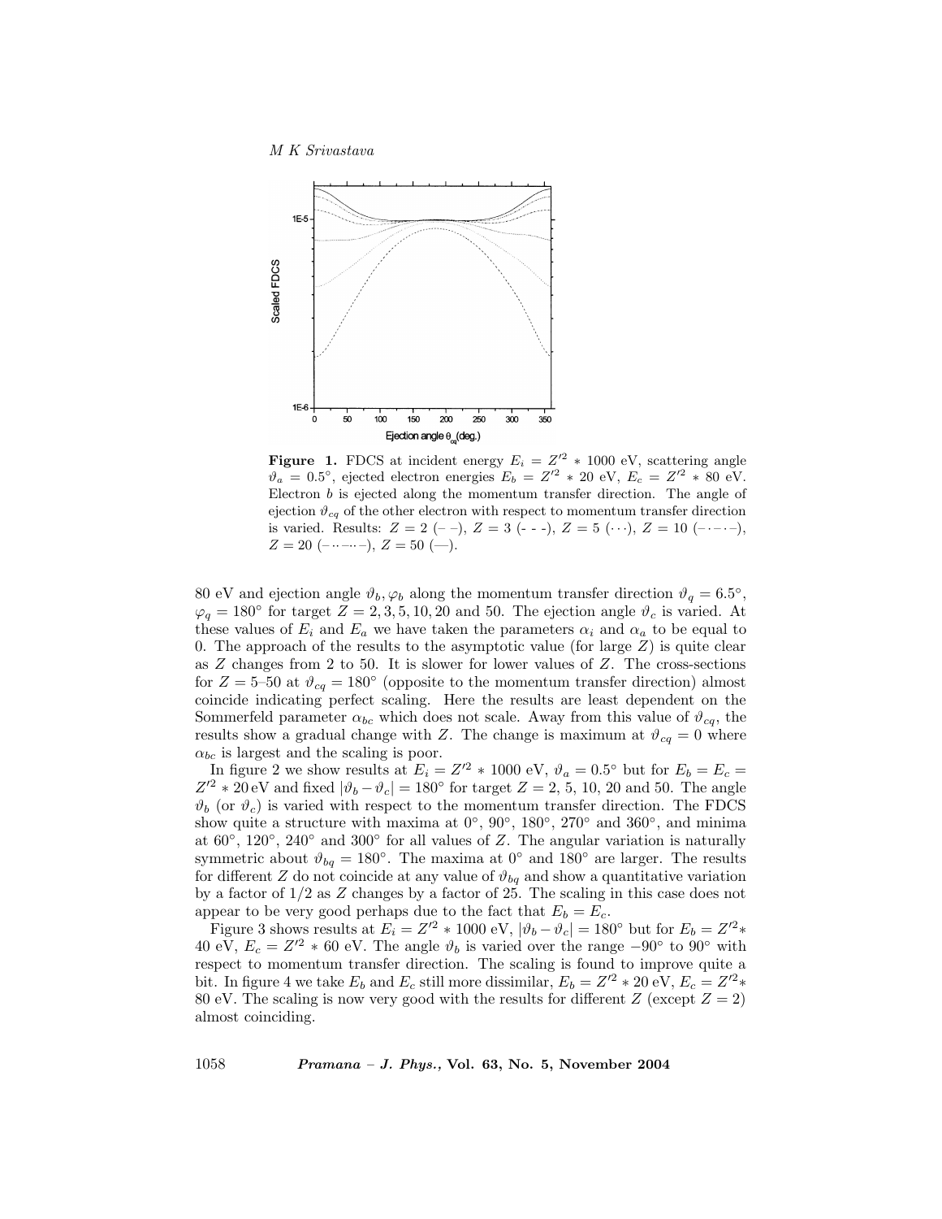**Figure 1.** FDCS at incident energy $E_i = Z'^2 * 1000$ eV, scattering angle $\vartheta_a = 0.5°$, ejected electron energies $E_b = Z'^2 * 20$ eV, $E_c = Z'^2 * 80$ eV. Electron $b$ is ejected along the momentum transfer direction. The angle of ejection $\vartheta_{cq}$ of the other electron with respect to momentum transfer direction is varied. Results: $Z = 2$ (– –), $Z = 3$ (- - -), $Z = 5$ (···), $Z = 10$ (–·–·–), $Z = 20$ (–··–··–), $Z = 50$ (—).

80 eV and ejection angle $\vartheta_b, \varphi_b$ along the momentum transfer direction $\vartheta_q = 6.5°$, $\varphi_q = 180°$ for target $Z = 2, 3, 5, 10, 20$ and 50. The ejection angle $\vartheta_c$ is varied. At these values of $E_i$ and $E_a$ we have taken the parameters $\alpha_i$ and $\alpha_a$ to be equal to 0. The approach of the results to the asymptotic value (for large $Z$) is quite clear as $Z$ changes from 2 to 50. It is slower for lower values of $Z$. The cross-sections for $Z = 5$–50 at $\vartheta_{cq} = 180°$ (opposite to the momentum transfer direction) almost coincide indicating perfect scaling. Here the results are least dependent on the Sommerfeld parameter $\alpha_{bc}$ which does not scale. Away from this value of $\vartheta_{cq}$, the results show a gradual change with $Z$. The change is maximum at $\vartheta_{cq} = 0$ where $\alpha_{bc}$ is largest and the scaling is poor.

In figure 2 we show results at $E_i = Z'^2 * 1000$ eV, $\vartheta_a = 0.5°$ but for $E_b = E_c = Z'^2 * 20$ eV and fixed $|\vartheta_b - \vartheta_c| = 180°$ for target $Z = 2, 5, 10, 20$ and 50. The angle $\vartheta_b$ (or $\vartheta_c$) is varied with respect to the momentum transfer direction. The FDCS show quite a structure with maxima at 0°, 90°, 180°, 270° and 360°, and minima at 60°, 120°, 240° and 300° for all values of $Z$. The angular variation is naturally symmetric about $\vartheta_{bq} = 180°$. The maxima at 0° and 180° are larger. The results for different $Z$ do not coincide at any value of $\vartheta_{bq}$ and show a quantitative variation by a factor of 1/2 as $Z$ changes by a factor of 25. The scaling in this case does not appear to be very good perhaps due to the fact that $E_b = E_c$.

Figure 3 shows results at $E_i = Z'^2 * 1000$ eV, $|\vartheta_b - \vartheta_c| = 180°$ but for $E_b = Z'^2 * 40$ eV, $E_c = Z'^2 * 60$ eV. The angle $\vartheta_b$ is varied over the range $-90°$ to 90° with respect to momentum transfer direction. The scaling is found to improve quite a bit. In figure 4 we take $E_b$ and $E_c$ still more dissimilar, $E_b = Z'^2 * 20$ eV, $E_c = Z'^2 * 80$ eV. The scaling is now very good with the results for different $Z$ (except $Z = 2$) almost coinciding.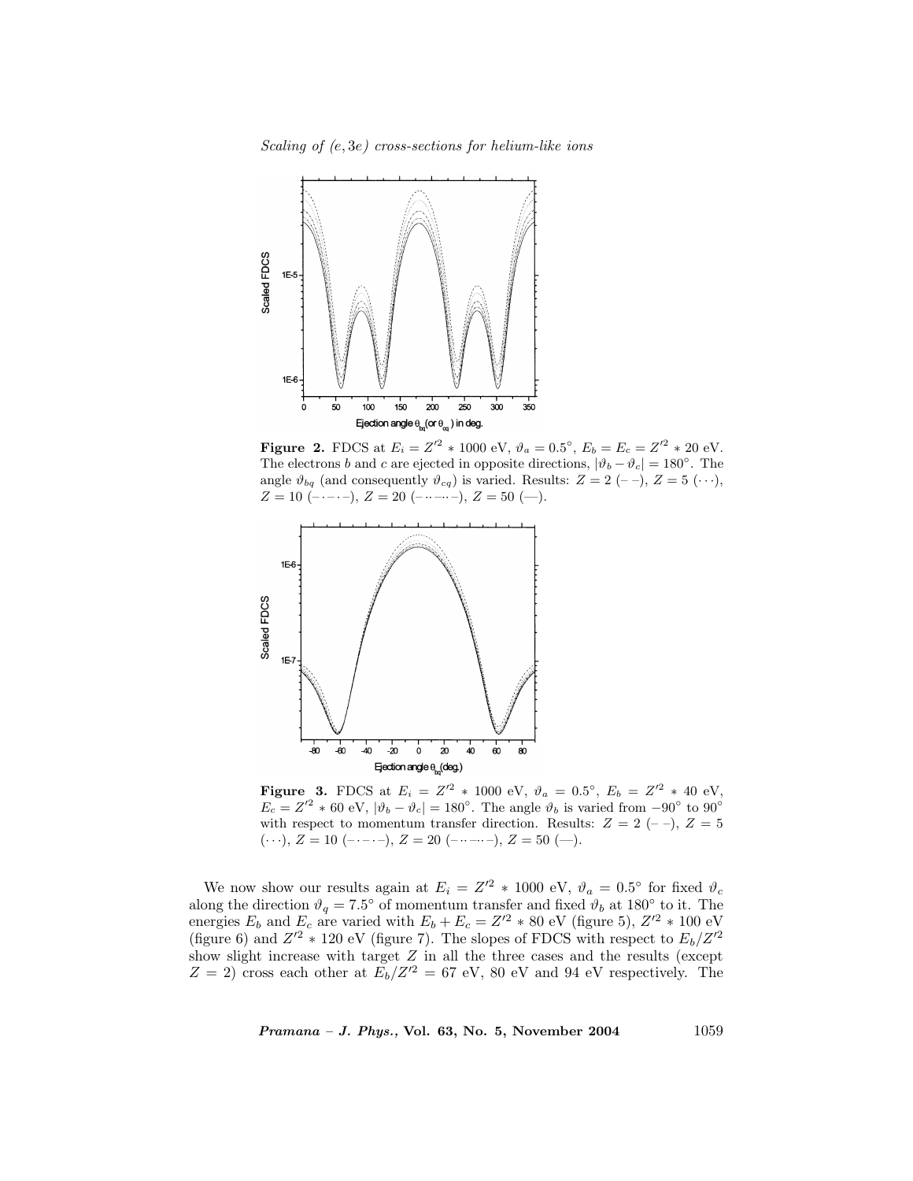**Figure 2.** FDCS at $E_i = Z'^2 * 1000$ eV, $\vartheta_a = 0.5^\circ$, $E_b = E_c = Z'^2 * 20$ eV. The electrons $b$ and $c$ are ejected in opposite directions, $|\vartheta_b - \vartheta_c| = 180^\circ$. The angle $\vartheta_{bq}$ (and consequently $\vartheta_{cq}$) is varied. Results: $Z = 2$ (– –), $Z = 5$ (···), $Z = 10$ (–·–·–), $Z = 20$ (–··–··–), $Z = 50$ (—).

**Figure 3.** FDCS at $E_i = Z'^2 * 1000$ eV, $\vartheta_a = 0.5^\circ$, $E_b = Z'^2 * 40$ eV, $E_c = Z'^2 * 60$ eV, $|\vartheta_b - \vartheta_c| = 180^\circ$. The angle $\vartheta_b$ is varied from $-90^\circ$ to $90^\circ$ with respect to momentum transfer direction. Results: $Z = 2$ (– –), $Z = 5$ (···), $Z = 10$ (–·–·–), $Z = 20$ (–··–··–), $Z = 50$ (—).

We now show our results again at $E_i = Z'^2 * 1000$ eV, $\vartheta_a = 0.5^\circ$ for fixed $\vartheta_c$ along the direction $\vartheta_q = 7.5^\circ$ of momentum transfer and fixed $\vartheta_b$ at $180^\circ$ to it. The energies $E_b$ and $E_c$ are varied with $E_b + E_c = Z'^2 * 80$ eV (figure 5), $Z'^2 * 100$ eV (figure 6) and $Z'^2 * 120$ eV (figure 7). The slopes of FDCS with respect to $E_b/Z'^2$ show slight increase with target $Z$ in all the three cases and the results (except $Z = 2$) cross each other at $E_b/Z'^2 = 67$ eV, 80 eV and 94 eV respectively. The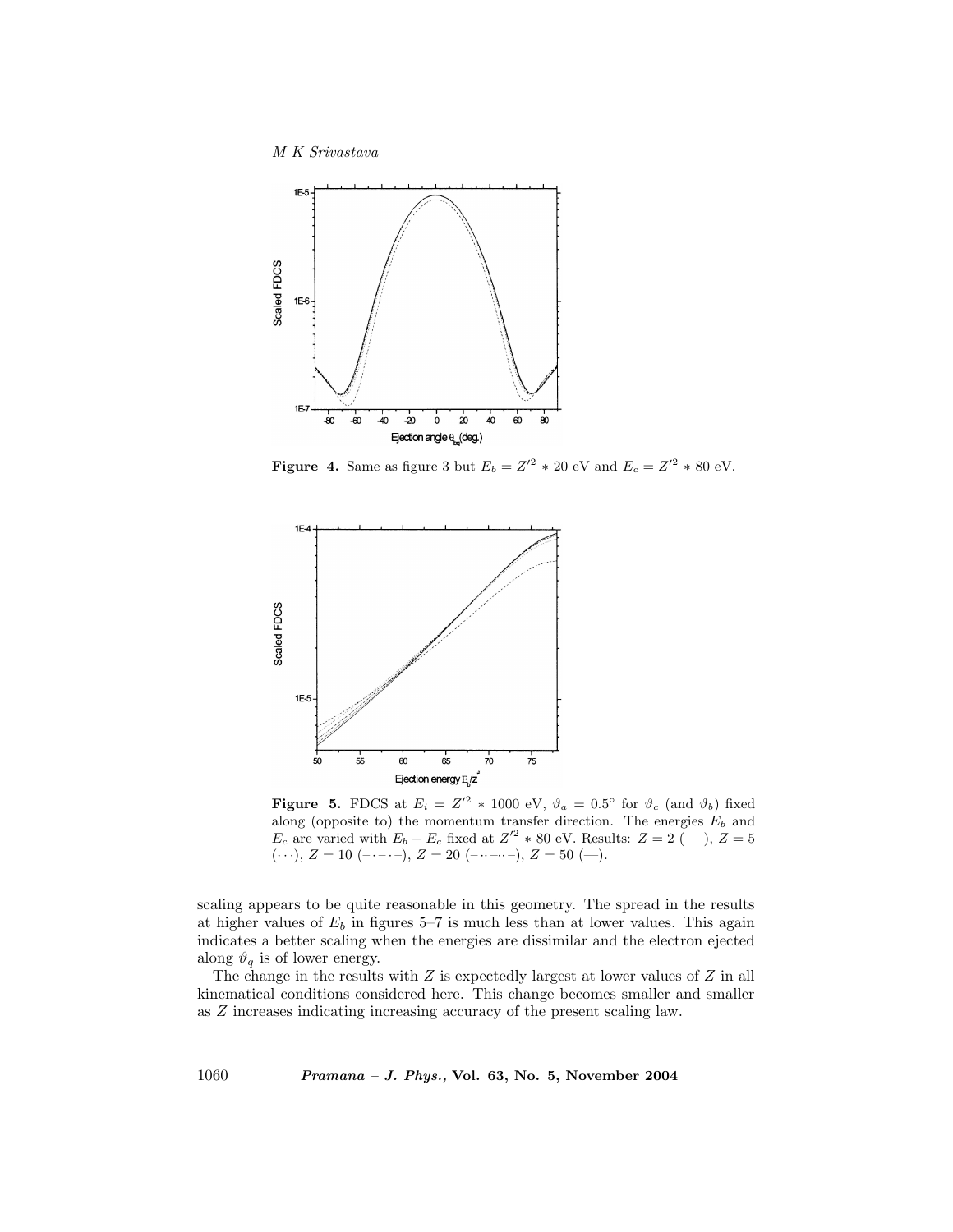**Figure 4.** Same as figure 3 but $E_b = Z'^2 * 20$ eV and $E_c = Z'^2 * 80$ eV.

**Figure 5.** FDCS at $E_i = Z'^2 * 1000$ eV, $\vartheta_a = 0.5°$ for $\vartheta_c$ (and $\vartheta_b$) fixed along (opposite to) the momentum transfer direction. The energies $E_b$ and $E_c$ are varied with $E_b + E_c$ fixed at $Z'^2 * 80$ eV. Results: $Z = 2$ (– –), $Z = 5$ (···), $Z = 10$ (–·–·–), $Z = 20$ (–··–··–), $Z = 50$ (—).

scaling appears to be quite reasonable in this geometry. The spread in the results at higher values of $E_b$ in figures 5–7 is much less than at lower values. This again indicates a better scaling when the energies are dissimilar and the electron ejected along $\vartheta_q$ is of lower energy.

The change in the results with $Z$ is expectedly largest at lower values of $Z$ in all kinematical conditions considered here. This change becomes smaller and smaller as $Z$ increases indicating increasing accuracy of the present scaling law.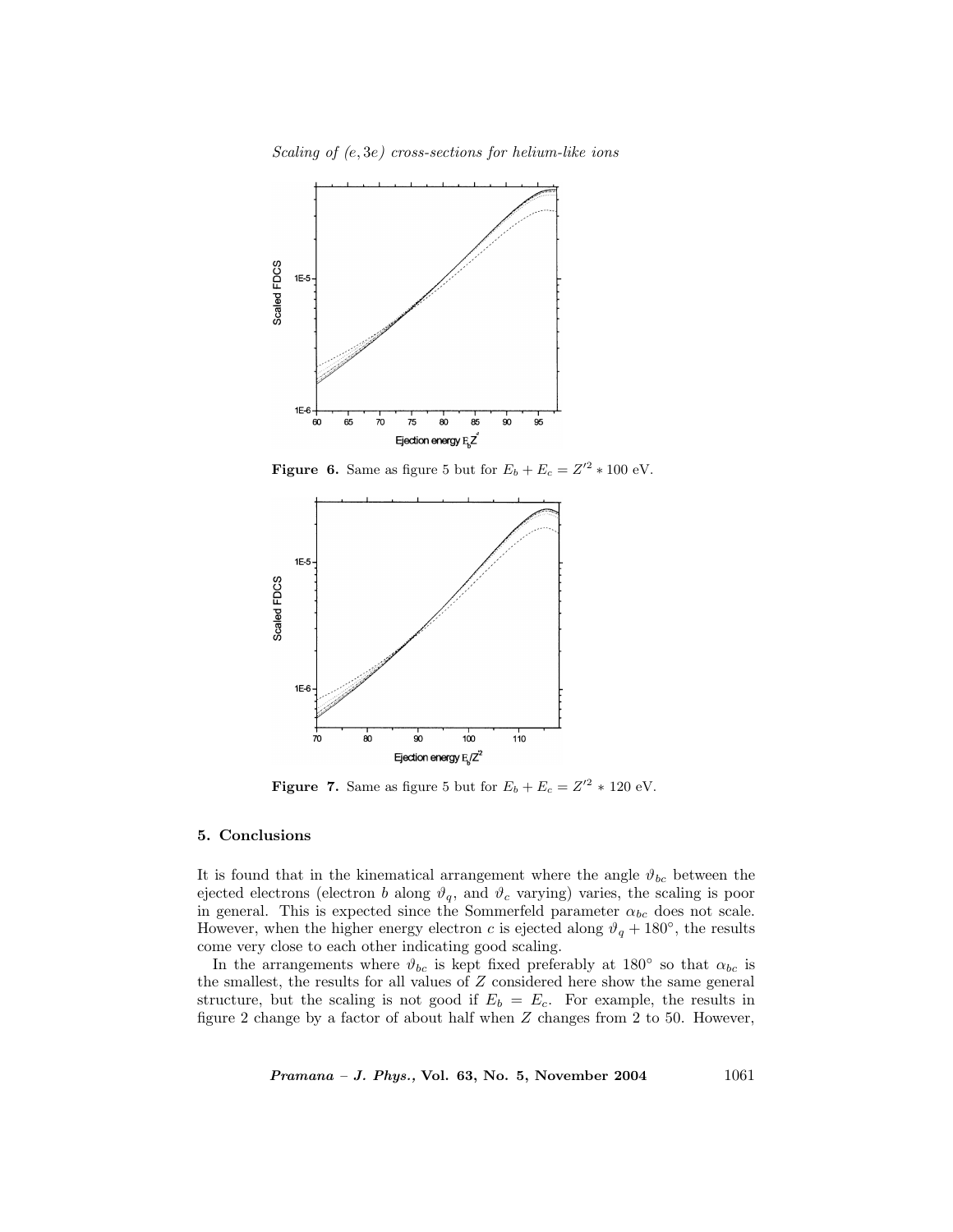**Figure 6.** Same as figure 5 but for $E_b + E_c = Z'^2 * 100$ eV.

**Figure 7.** Same as figure 5 but for $E_b + E_c = Z'^2 * 120$ eV.

## 5. Conclusions

It is found that in the kinematical arrangement where the angle $\vartheta_{bc}$ between the ejected electrons (electron $b$ along $\vartheta_q$, and $\vartheta_c$ varying) varies, the scaling is poor in general. This is expected since the Sommerfeld parameter $\alpha_{bc}$ does not scale. However, when the higher energy electron $c$ is ejected along $\vartheta_q + 180°$, the results come very close to each other indicating good scaling.

In the arrangements where $\vartheta_{bc}$ is kept fixed preferably at $180°$ so that $\alpha_{bc}$ is the smallest, the results for all values of $Z$ considered here show the same general structure, but the scaling is not good if $E_b = E_c$. For example, the results in figure 2 change by a factor of about half when $Z$ changes from 2 to 50. However,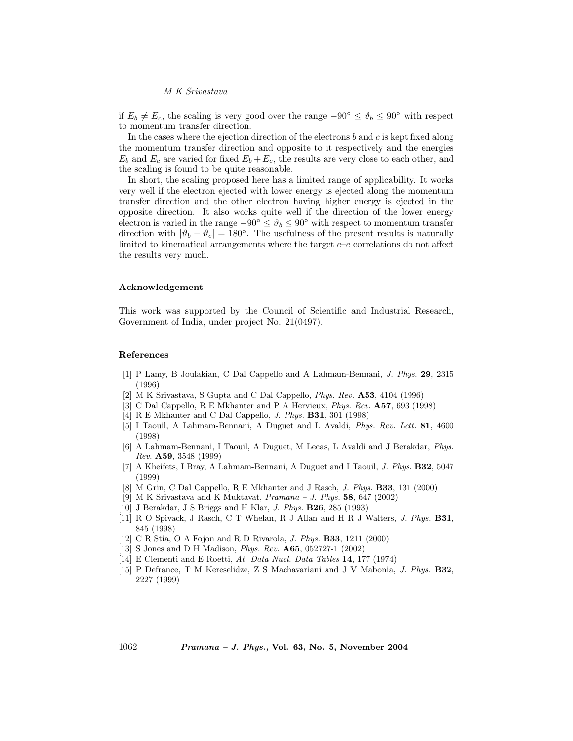if $E_b \neq E_c$, the scaling is very good over the range $-90^\circ \leq \vartheta_b \leq 90^\circ$ with respect to momentum transfer direction.

In the cases where the ejection direction of the electrons $b$ and $c$ is kept fixed along the momentum transfer direction and opposite to it respectively and the energies $E_b$ and $E_c$ are varied for fixed $E_b + E_c$, the results are very close to each other, and the scaling is found to be quite reasonable.

In short, the scaling proposed here has a limited range of applicability. It works very well if the electron ejected with lower energy is ejected along the momentum transfer direction and the other electron having higher energy is ejected in the opposite direction. It also works quite well if the direction of the lower energy electron is varied in the range $-90^\circ \leq \vartheta_b \leq 90^\circ$ with respect to momentum transfer direction with $|\vartheta_b - \vartheta_c| = 180^\circ$. The usefulness of the present results is naturally limited to kinematical arrangements where the target $e$–$e$ correlations do not affect the results very much.

## Acknowledgement

This work was supported by the Council of Scientific and Industrial Research, Government of India, under project No. 21(0497).

## References

[1] P Lamy, B Joulakian, C Dal Cappello and A Lahmam-Bennani, *J. Phys.* **29**, 2315 (1996)

[2] M K Srivastava, S Gupta and C Dal Cappello, *Phys. Rev.* **A53**, 4104 (1996)

[3] C Dal Cappello, R E Mkhanter and P A Hervieux, *Phys. Rev.* **A57**, 693 (1998)

[4] R E Mkhanter and C Dal Cappello, *J. Phys.* **B31**, 301 (1998)

[5] I Taouil, A Lahmam-Bennani, A Duguet and L Avaldi, *Phys. Rev. Lett.* **81**, 4600 (1998)

[6] A Lahmam-Bennani, I Taouil, A Duguet, M Lecas, L Avaldi and J Berakdar, *Phys. Rev.* **A59**, 3548 (1999)

[7] A Kheifets, I Bray, A Lahmam-Bennani, A Duguet and I Taouil, *J. Phys.* **B32**, 5047 (1999)

[8] M Grin, C Dal Cappello, R E Mkhanter and J Rasch, *J. Phys.* **B33**, 131 (2000)

[9] M K Srivastava and K Muktavat, *Pramana – J. Phys.* **58**, 647 (2002)

[10] J Berakdar, J S Briggs and H Klar, *J. Phys.* **B26**, 285 (1993)

[11] R O Spivack, J Rasch, C T Whelan, R J Allan and H R J Walters, *J. Phys.* **B31**, 845 (1998)

[12] C R Stia, O A Fojon and R D Rivarola, *J. Phys.* **B33**, 1211 (2000)

[13] S Jones and D H Madison, *Phys. Rev.* **A65**, 052727-1 (2002)

[14] E Clementi and E Roetti, *At. Data Nucl. Data Tables* **14**, 177 (1974)

[15] P Defrance, T M Kereselidze, Z S Machavariani and J V Mabonia, *J. Phys.* **B32**, 2227 (1999)